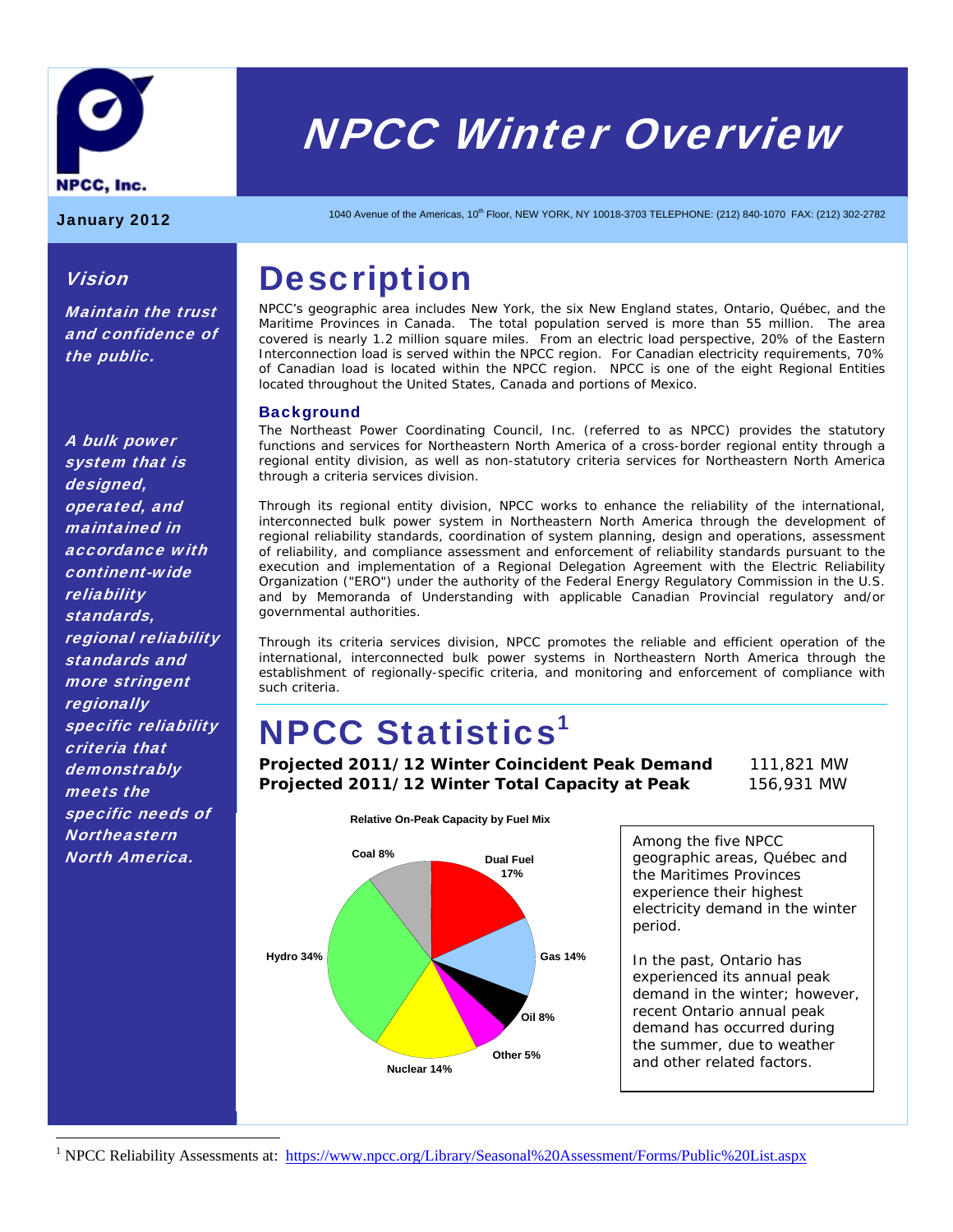# NPCC Winter Overview

**NPCC, Inc.**

**January 2012**

1040 Avenue of the Americas, 10th Floor, NEW YORK, NY 10018-3703 TELEPHONE: (212) 840-1070 FAX: (212) 302-2782

### *Vision*

***Maintain the trust and confidence of the public.***

***A bulk power system that is designed, operated, and maintained in accordance with continent-wide reliability standards, regional reliability standards and more stringent regionally specific reliability criteria that demonstrably meets the specific needs of Northeastern North America.***

# Description

NPCC's geographic area includes New York, the six New England states, Ontario, Québec, and the Maritime Provinces in Canada. The total population served is more than 55 million. The area covered is nearly 1.2 million square miles. From an electric load perspective, 20% of the Eastern Interconnection load is served within the NPCC region. For Canadian electricity requirements, 70% of Canadian load is located within the NPCC region. NPCC is one of the eight Regional Entities located throughout the United States, Canada and portions of Mexico.

### Background

The Northeast Power Coordinating Council, Inc. (referred to as NPCC) provides the statutory functions and services for Northeastern North America of a cross-border regional entity through a regional entity division, as well as non-statutory criteria services for Northeastern North America through a criteria services division.

Through its regional entity division, NPCC works to enhance the reliability of the international, interconnected bulk power system in Northeastern North America through the development of regional reliability standards, coordination of system planning, design and operations, assessment of reliability, and compliance assessment and enforcement of reliability standards pursuant to the execution and implementation of a Regional Delegation Agreement with the Electric Reliability Organization ("ERO") under the authority of the Federal Energy Regulatory Commission in the U.S. and by Memoranda of Understanding with applicable Canadian Provincial regulatory and/or governmental authorities.

Through its criteria services division, NPCC promotes the reliable and efficient operation of the international, interconnected bulk power systems in Northeastern North America through the establishment of regionally-specific criteria, and monitoring and enforcement of compliance with such criteria.

# NPCC Statistics[1]

| | |
|---|---|
| **Projected 2011/12 Winter Coincident Peak Demand** | 111,821 MW |
| **Projected 2011/12 Winter Total Capacity at Peak** | 156,931 MW |

**Relative On-Peak Capacity by Fuel Mix**

| Fuel | Share |
|---|---|
| Dual Fuel | 17% |
| Gas | 14% |
| Oil | 8% |
| Other | 5% |
| Nuclear | 14% |
| Hydro | 34% |
| Coal | 8% |

Among the five NPCC geographic areas, Québec and the Maritimes Provinces experience their highest electricity demand in the winter period.

In the past, Ontario has experienced its annual peak demand in the winter; however, recent Ontario annual peak demand has occurred during the summer, due to weather and other related factors.

[1] NPCC Reliability Assessments at: https://www.npcc.org/Library/Seasonal%20Assessment/Forms/Public%20List.aspx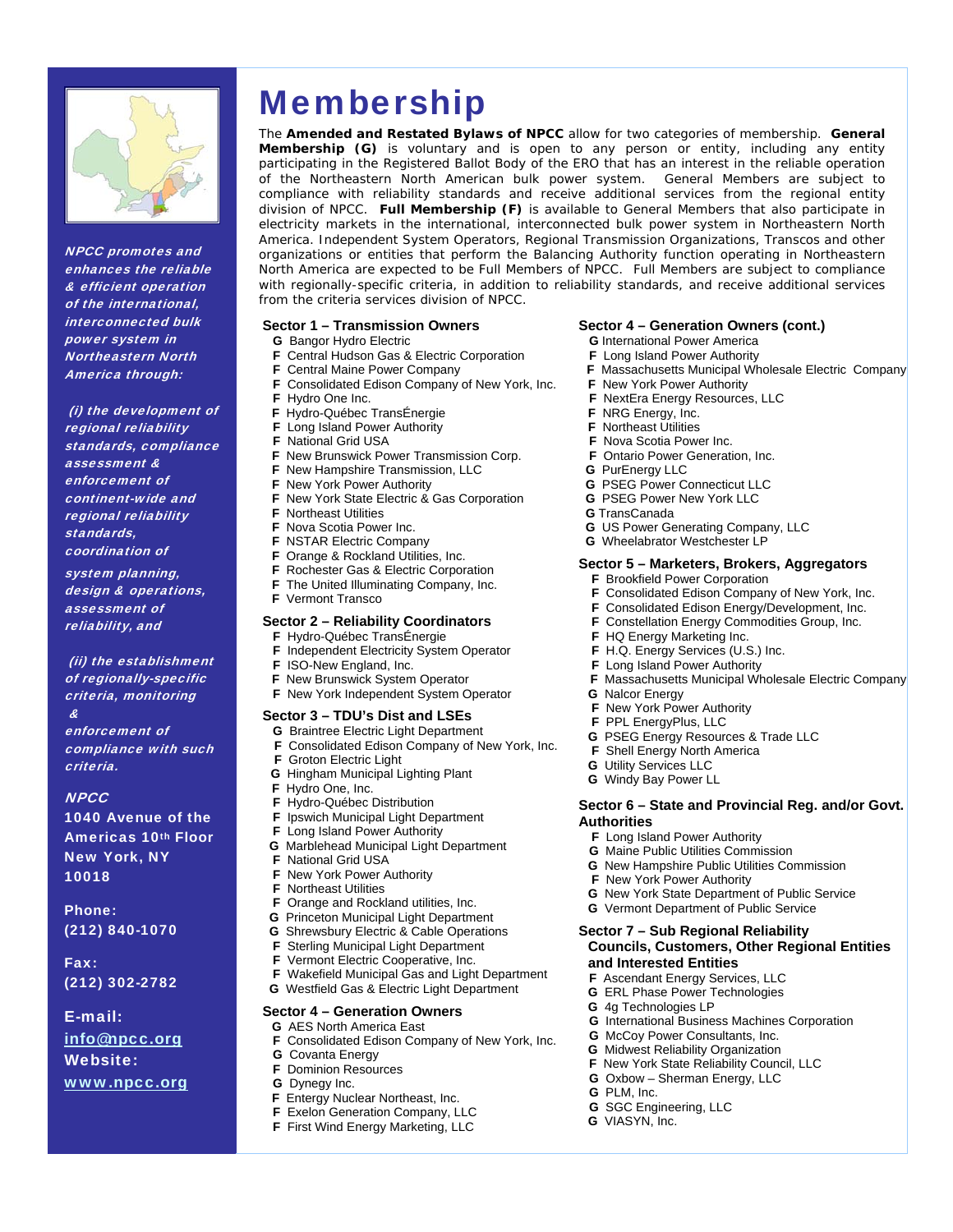*NPCC promotes and enhances the reliable & efficient operation of the international, interconnected bulk power system in Northeastern North America through:*

*(i) the development of regional reliability standards, compliance assessment & enforcement of continent-wide and regional reliability standards, coordination of system planning, design & operations, assessment of reliability, and*

*(ii) the establishment of regionally-specific criteria, monitoring & enforcement of compliance with such criteria.*

**NPCC**
**1040 Avenue of the Americas 10th Floor**
**New York, NY 10018**

**Phone:**
**(212) 840-1070**

**Fax:**
**(212) 302-2782**

**E-mail:** **info@npcc.org**
**Website:** **www.npcc.org**

# Membership

The **Amended and Restated Bylaws of NPCC** allow for two categories of membership. **General Membership (G)** is voluntary and is open to any person or entity, including any entity participating in the Registered Ballot Body of the ERO that has an interest in the reliable operation of the Northeastern North American bulk power system. General Members are subject to compliance with reliability standards and receive additional services from the regional entity division of NPCC. **Full Membership (F)** is available to General Members that also participate in electricity markets in the international, interconnected bulk power system in Northeastern North America. Independent System Operators, Regional Transmission Organizations, Transcos and other organizations or entities that perform the Balancing Authority function operating in Northeastern North America are expected to be Full Members of NPCC. Full Members are subject to compliance with regionally-specific criteria, in addition to reliability standards, and receive additional services from the criteria services division of NPCC.

### Sector 1 – Transmission Owners

- **G** Bangor Hydro Electric
- **F** Central Hudson Gas & Electric Corporation
- **F** Central Maine Power Company
- **F** Consolidated Edison Company of New York, Inc.
- **F** Hydro One Inc.
- **F** Hydro-Québec TransÉnergie
- **F** Long Island Power Authority
- **F** National Grid USA
- **F** New Brunswick Power Transmission Corp.
- **F** New Hampshire Transmission, LLC
- **F** New York Power Authority
- **F** New York State Electric & Gas Corporation
- **F** Northeast Utilities
- **F** Nova Scotia Power Inc.
- **F** NSTAR Electric Company
- **F** Orange & Rockland Utilities, Inc.
- **F** Rochester Gas & Electric Corporation
- **F** The United Illuminating Company, Inc.
- **F** Vermont Transco

### Sector 2 – Reliability Coordinators

- **F** Hydro-Québec TransÉnergie
- **F** Independent Electricity System Operator
- **F** ISO-New England, Inc.
- **F** New Brunswick System Operator
- **F** New York Independent System Operator

### Sector 3 – TDU's Dist and LSEs

- **G** Braintree Electric Light Department
- **F** Consolidated Edison Company of New York, Inc.
- **F** Groton Electric Light
- **G** Hingham Municipal Lighting Plant
- **F** Hydro One, Inc.
- **F** Hydro-Québec Distribution
- **F** Ipswich Municipal Light Department
- **F** Long Island Power Authority
- **G** Marblehead Municipal Light Department
- **F** National Grid USA
- **F** New York Power Authority
- **F** Northeast Utilities
- **F** Orange and Rockland utilities, Inc.
- **G** Princeton Municipal Light Department
- **G** Shrewsbury Electric & Cable Operations
- **F** Sterling Municipal Light Department
- **F** Vermont Electric Cooperative, Inc.
- **F** Wakefield Municipal Gas and Light Department
- **G** Westfield Gas & Electric Light Department

### Sector 4 – Generation Owners

- **G** AES North America East
- **F** Consolidated Edison Company of New York, Inc.
- **G** Covanta Energy
- **F** Dominion Resources
- **G** Dynegy Inc.
- **F** Entergy Nuclear Northeast, Inc.
- **F** Exelon Generation Company, LLC
- **F** First Wind Energy Marketing, LLC

### Sector 4 – Generation Owners (cont.)

- **G** International Power America
- **F** Long Island Power Authority
- **F** Massachusetts Municipal Wholesale Electric Company
- **F** New York Power Authority
- **F** NextEra Energy Resources, LLC
- **F** NRG Energy, Inc.
- **F** Northeast Utilities
- **F** Nova Scotia Power Inc.
- **F** Ontario Power Generation, Inc.
- **G** PurEnergy LLC
- **G** PSEG Power Connecticut LLC
- **G** PSEG Power New York LLC
- **G** TransCanada
- **G** US Power Generating Company, LLC
- **G** Wheelabrator Westchester LP

### Sector 5 – Marketers, Brokers, Aggregators

- **F** Brookfield Power Corporation
- **F** Consolidated Edison Company of New York, Inc.
- **F** Consolidated Edison Energy/Development, Inc.
- **F** Constellation Energy Commodities Group, Inc.
- **F** HQ Energy Marketing Inc.
- **F** H.Q. Energy Services (U.S.) Inc.
- **F** Long Island Power Authority
- **F** Massachusetts Municipal Wholesale Electric Company
- **G** Nalcor Energy
- **F** New York Power Authority
- **F** PPL EnergyPlus, LLC
- **G** PSEG Energy Resources & Trade LLC
- **F** Shell Energy North America
- **G** Utility Services LLC
- **G** Windy Bay Power LL

### Sector 6 – State and Provincial Reg. and/or Govt. Authorities

- **F** Long Island Power Authority
- **G** Maine Public Utilities Commission
- **G** New Hampshire Public Utilities Commission
- **F** New York Power Authority
- **G** New York State Department of Public Service
- **G** Vermont Department of Public Service

### Sector 7 – Sub Regional Reliability Councils, Customers, Other Regional Entities and Interested Entities

- **F** Ascendant Energy Services, LLC
- **G** ERL Phase Power Technologies
- **G** 4g Technologies LP
- **G** International Business Machines Corporation
- **G** McCoy Power Consultants, Inc.
- **G** Midwest Reliability Organization
- **F** New York State Reliability Council, LLC
- **G** Oxbow – Sherman Energy, LLC
- **G** PLM, Inc.
- **G** SGC Engineering, LLC
- **G** VIASYN, Inc.